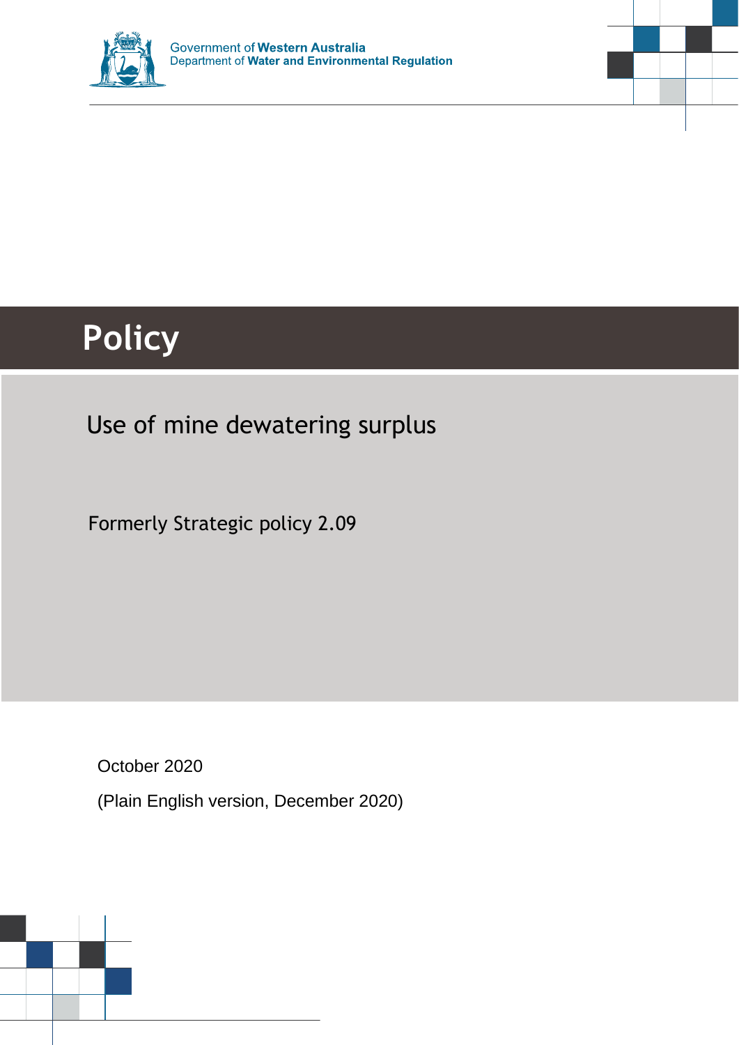Government of **Western Australia**
Department of **Water and Environmental Regulation**

# Policy

## Use of mine dewatering surplus

Formerly Strategic policy 2.09

October 2020

(Plain English version, December 2020)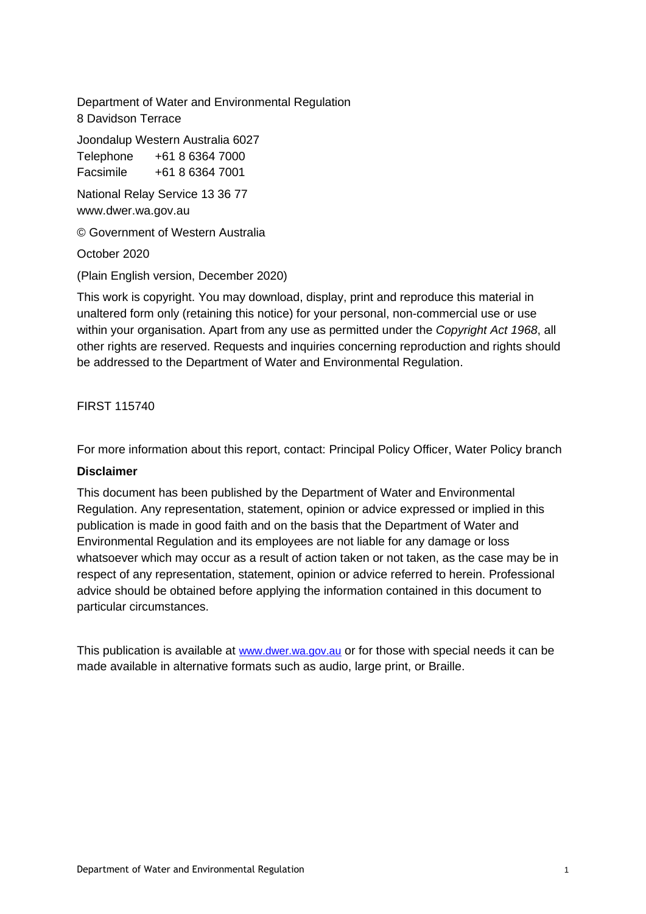Department of Water and Environmental Regulation
8 Davidson Terrace

Joondalup Western Australia 6027
Telephone +61 8 6364 7000
Facsimile +61 8 6364 7001

National Relay Service 13 36 77
www.dwer.wa.gov.au

© Government of Western Australia

October 2020

(Plain English version, December 2020)

This work is copyright. You may download, display, print and reproduce this material in unaltered form only (retaining this notice) for your personal, non-commercial use or use within your organisation. Apart from any use as permitted under the *Copyright Act 1968*, all other rights are reserved. Requests and inquiries concerning reproduction and rights should be addressed to the Department of Water and Environmental Regulation.

FIRST 115740

For more information about this report, contact: Principal Policy Officer, Water Policy branch

**Disclaimer**

This document has been published by the Department of Water and Environmental Regulation. Any representation, statement, opinion or advice expressed or implied in this publication is made in good faith and on the basis that the Department of Water and Environmental Regulation and its employees are not liable for any damage or loss whatsoever which may occur as a result of action taken or not taken, as the case may be in respect of any representation, statement, opinion or advice referred to herein. Professional advice should be obtained before applying the information contained in this document to particular circumstances.

This publication is available at www.dwer.wa.gov.au or for those with special needs it can be made available in alternative formats such as audio, large print, or Braille.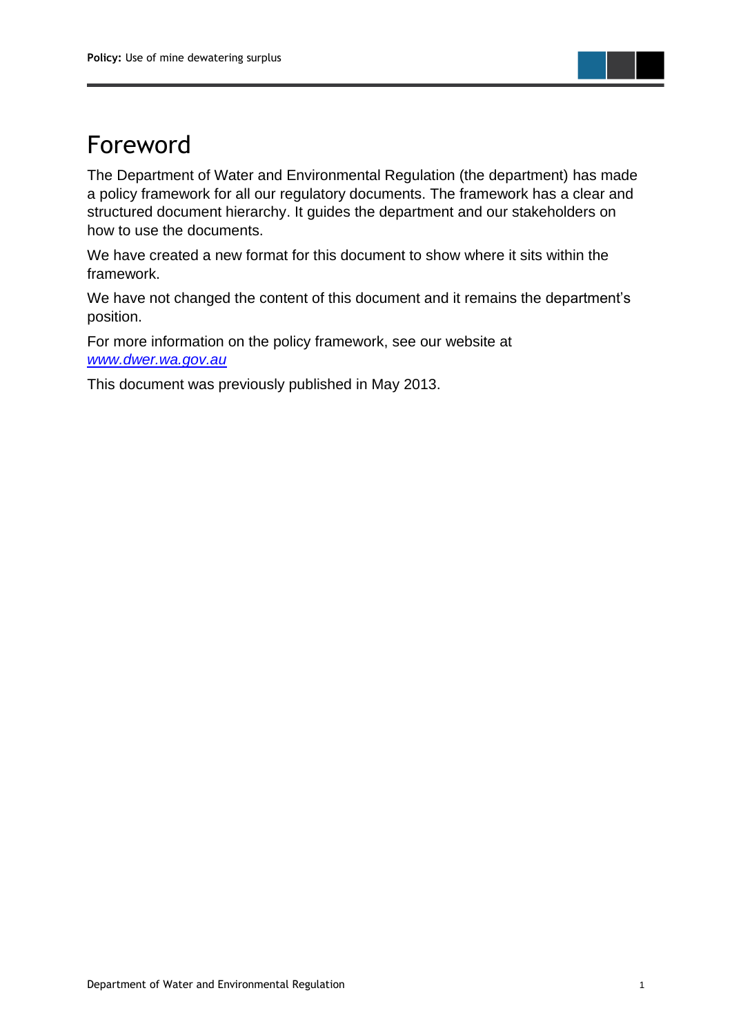# Foreword

The Department of Water and Environmental Regulation (the department) has made a policy framework for all our regulatory documents. The framework has a clear and structured document hierarchy. It guides the department and our stakeholders on how to use the documents.

We have created a new format for this document to show where it sits within the framework.

We have not changed the content of this document and it remains the department's position.

For more information on the policy framework, see our website at *www.dwer.wa.gov.au*

This document was previously published in May 2013.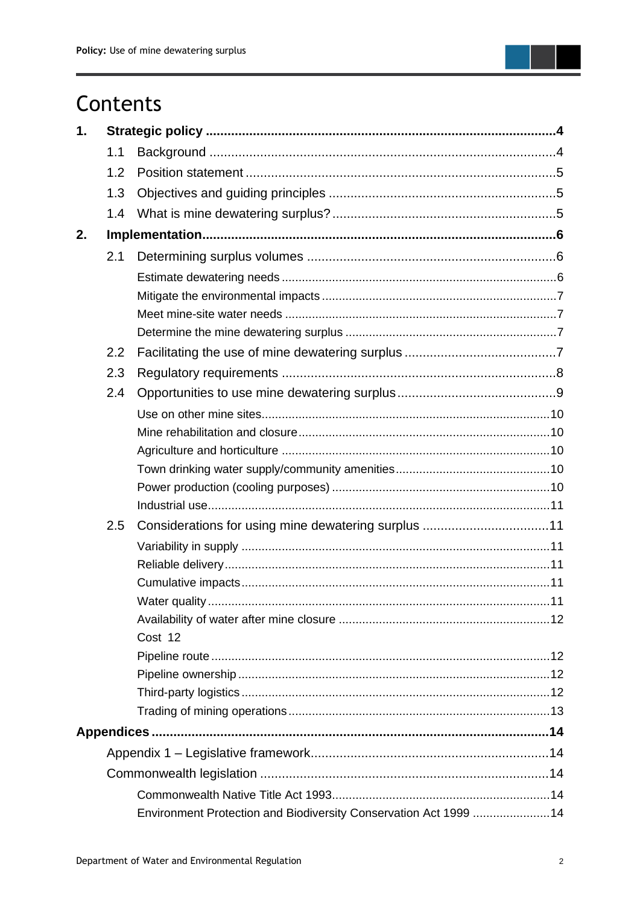# Contents

1. **Strategic policy** ..... 4
   - 1.1 Background ..... 4
   - 1.2 Position statement ..... 5
   - 1.3 Objectives and guiding principles ..... 5
   - 1.4 What is mine dewatering surplus? ..... 5
2. **Implementation** ..... 6
   - 2.1 Determining surplus volumes ..... 6
     - Estimate dewatering needs ..... 6
     - Mitigate the environmental impacts ..... 7
     - Meet mine-site water needs ..... 7
     - Determine the mine dewatering surplus ..... 7
   - 2.2 Facilitating the use of mine dewatering surplus ..... 7
   - 2.3 Regulatory requirements ..... 8
   - 2.4 Opportunities to use mine dewatering surplus ..... 9
     - Use on other mine sites ..... 10
     - Mine rehabilitation and closure ..... 10
     - Agriculture and horticulture ..... 10
     - Town drinking water supply/community amenities ..... 10
     - Power production (cooling purposes) ..... 10
     - Industrial use ..... 11
   - 2.5 Considerations for using mine dewatering surplus ..... 11
     - Variability in supply ..... 11
     - Reliable delivery ..... 11
     - Cumulative impacts ..... 11
     - Water quality ..... 11
     - Availability of water after mine closure ..... 12
     - Cost 12
     - Pipeline route ..... 12
     - Pipeline ownership ..... 12
     - Third-party logistics ..... 12
     - Trading of mining operations ..... 13

**Appendices** ..... 14
- Appendix 1 – Legislative framework ..... 14
- Commonwealth legislation ..... 14
  - Commonwealth Native Title Act 1993 ..... 14
  - Environment Protection and Biodiversity Conservation Act 1999 ..... 14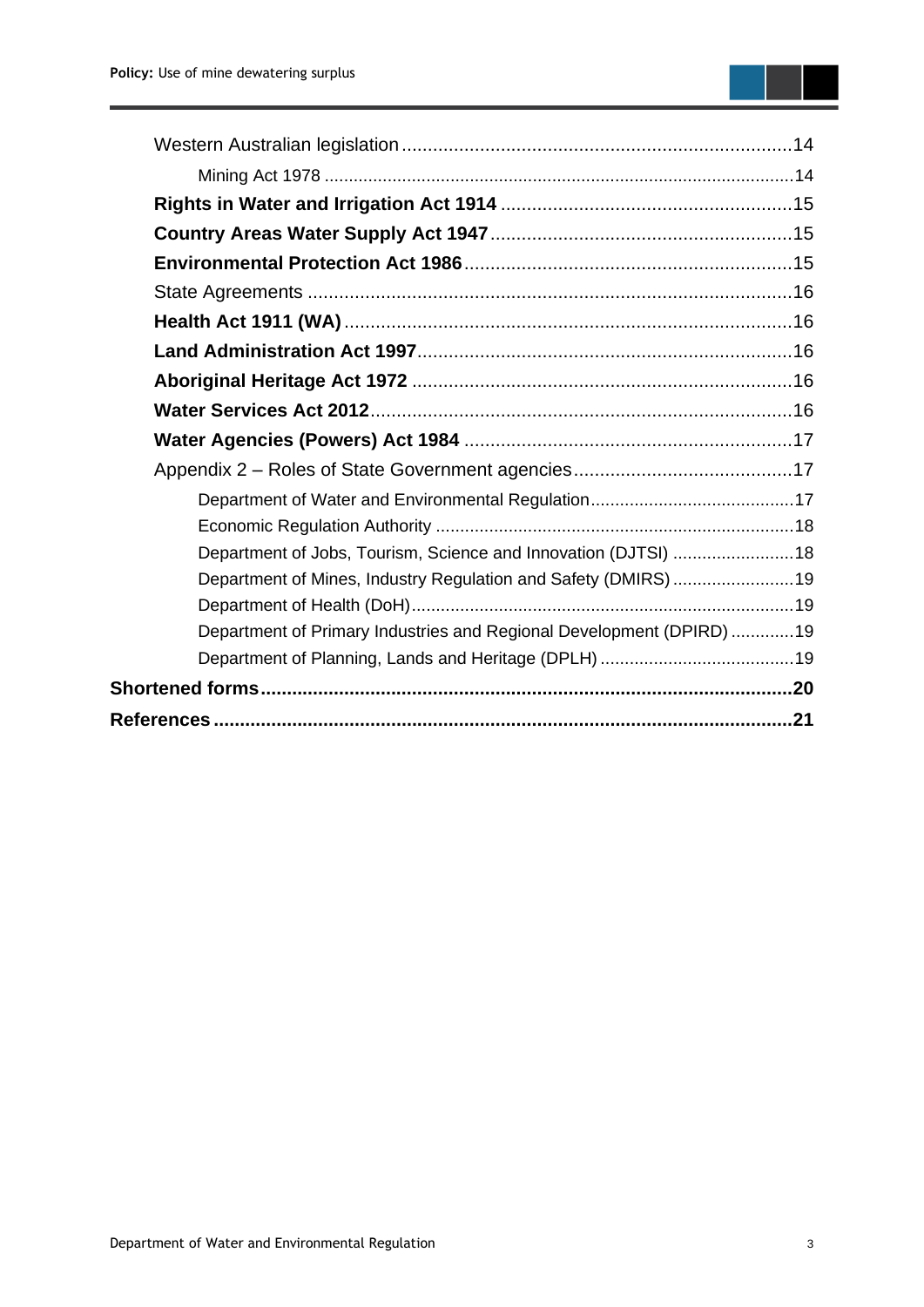Western Australian legislation .......... 14

Mining Act 1978 .......... 14

**Rights in Water and Irrigation Act 1914** .......... 15

**Country Areas Water Supply Act 1947** .......... 15

**Environmental Protection Act 1986** .......... 15

State Agreements .......... 16

**Health Act 1911 (WA)** .......... 16

**Land Administration Act 1997** .......... 16

**Aboriginal Heritage Act 1972** .......... 16

**Water Services Act 2012** .......... 16

**Water Agencies (Powers) Act 1984** .......... 17

Appendix 2 – Roles of State Government agencies .......... 17

Department of Water and Environmental Regulation .......... 17

Economic Regulation Authority .......... 18

Department of Jobs, Tourism, Science and Innovation (DJTSI) .......... 18

Department of Mines, Industry Regulation and Safety (DMIRS) .......... 19

Department of Health (DoH) .......... 19

Department of Primary Industries and Regional Development (DPIRD) .......... 19

Department of Planning, Lands and Heritage (DPLH) .......... 19

**Shortened forms .......... 20**

**References .......... 21**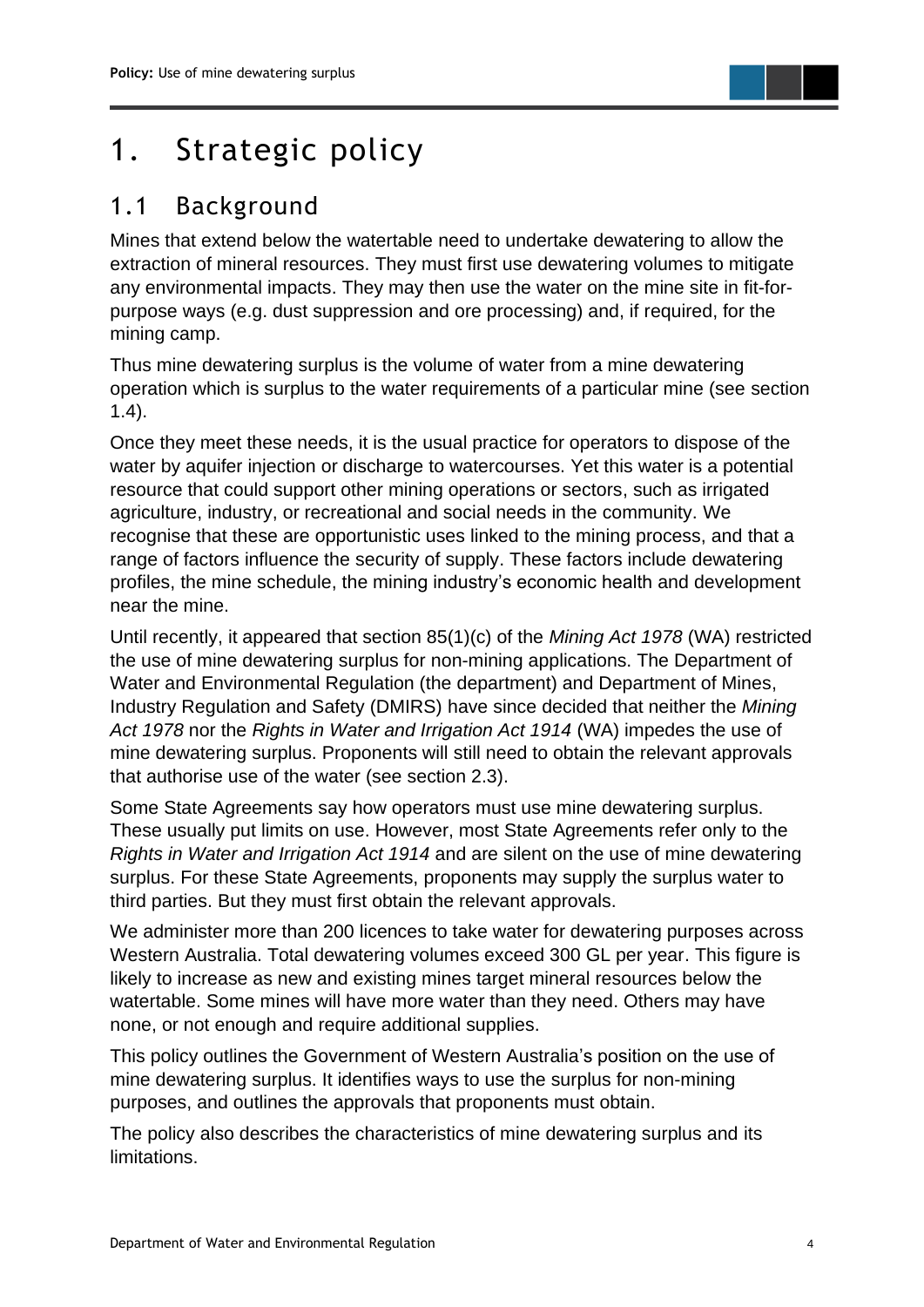# 1. Strategic policy

## 1.1 Background

Mines that extend below the watertable need to undertake dewatering to allow the extraction of mineral resources. They must first use dewatering volumes to mitigate any environmental impacts. They may then use the water on the mine site in fit-for-purpose ways (e.g. dust suppression and ore processing) and, if required, for the mining camp.

Thus mine dewatering surplus is the volume of water from a mine dewatering operation which is surplus to the water requirements of a particular mine (see section 1.4).

Once they meet these needs, it is the usual practice for operators to dispose of the water by aquifer injection or discharge to watercourses. Yet this water is a potential resource that could support other mining operations or sectors, such as irrigated agriculture, industry, or recreational and social needs in the community. We recognise that these are opportunistic uses linked to the mining process, and that a range of factors influence the security of supply. These factors include dewatering profiles, the mine schedule, the mining industry's economic health and development near the mine.

Until recently, it appeared that section 85(1)(c) of the *Mining Act 1978* (WA) restricted the use of mine dewatering surplus for non-mining applications. The Department of Water and Environmental Regulation (the department) and Department of Mines, Industry Regulation and Safety (DMIRS) have since decided that neither the *Mining Act 1978* nor the *Rights in Water and Irrigation Act 1914* (WA) impedes the use of mine dewatering surplus. Proponents will still need to obtain the relevant approvals that authorise use of the water (see section 2.3).

Some State Agreements say how operators must use mine dewatering surplus. These usually put limits on use. However, most State Agreements refer only to the *Rights in Water and Irrigation Act 1914* and are silent on the use of mine dewatering surplus. For these State Agreements, proponents may supply the surplus water to third parties. But they must first obtain the relevant approvals.

We administer more than 200 licences to take water for dewatering purposes across Western Australia. Total dewatering volumes exceed 300 GL per year. This figure is likely to increase as new and existing mines target mineral resources below the watertable. Some mines will have more water than they need. Others may have none, or not enough and require additional supplies.

This policy outlines the Government of Western Australia's position on the use of mine dewatering surplus. It identifies ways to use the surplus for non-mining purposes, and outlines the approvals that proponents must obtain.

The policy also describes the characteristics of mine dewatering surplus and its limitations.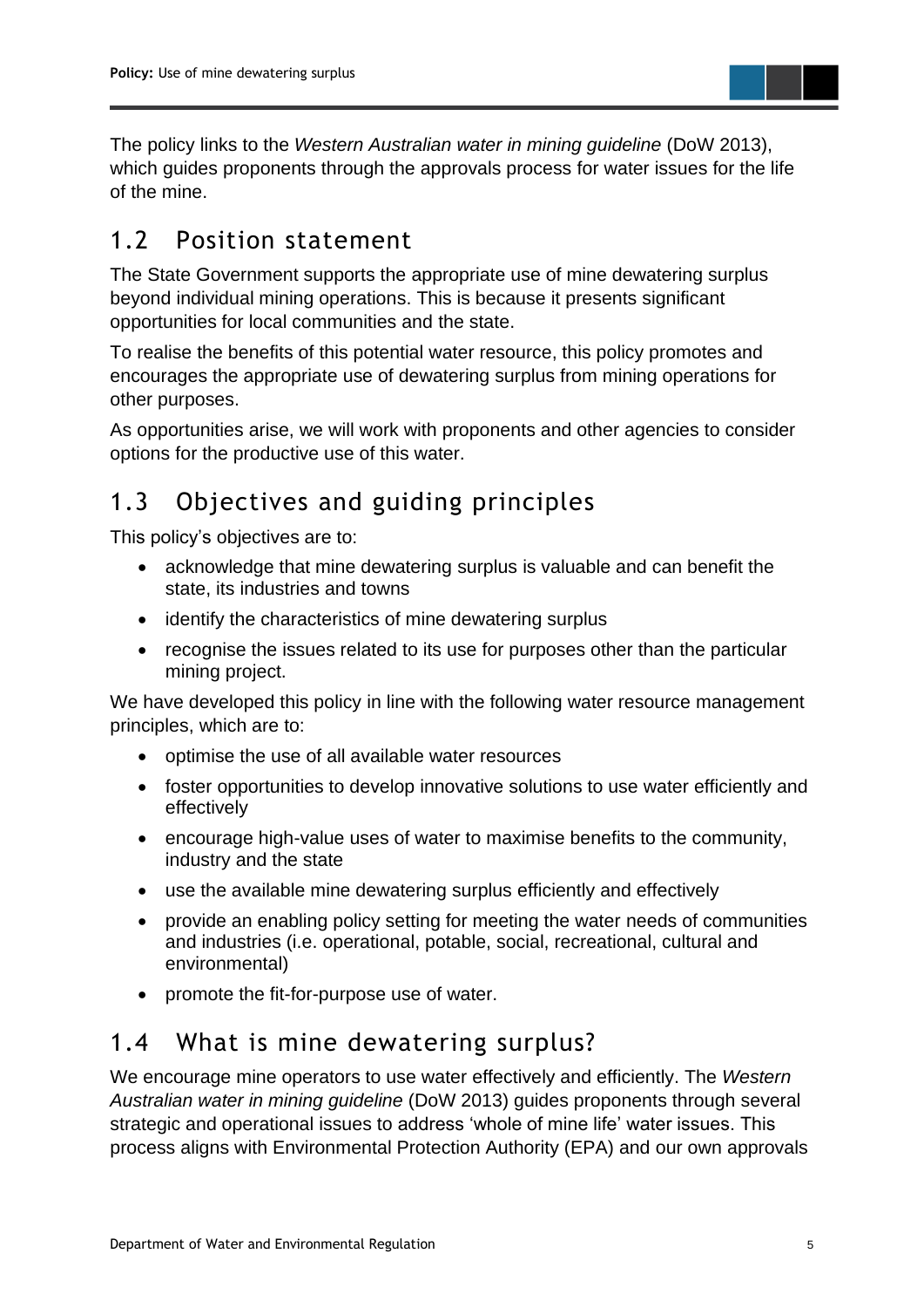The policy links to the *Western Australian water in mining guideline* (DoW 2013), which guides proponents through the approvals process for water issues for the life of the mine.

## 1.2 Position statement

The State Government supports the appropriate use of mine dewatering surplus beyond individual mining operations. This is because it presents significant opportunities for local communities and the state.

To realise the benefits of this potential water resource, this policy promotes and encourages the appropriate use of dewatering surplus from mining operations for other purposes.

As opportunities arise, we will work with proponents and other agencies to consider options for the productive use of this water.

## 1.3 Objectives and guiding principles

This policy's objectives are to:

- acknowledge that mine dewatering surplus is valuable and can benefit the state, its industries and towns
- identify the characteristics of mine dewatering surplus
- recognise the issues related to its use for purposes other than the particular mining project.

We have developed this policy in line with the following water resource management principles, which are to:

- optimise the use of all available water resources
- foster opportunities to develop innovative solutions to use water efficiently and effectively
- encourage high-value uses of water to maximise benefits to the community, industry and the state
- use the available mine dewatering surplus efficiently and effectively
- provide an enabling policy setting for meeting the water needs of communities and industries (i.e. operational, potable, social, recreational, cultural and environmental)
- promote the fit-for-purpose use of water.

## 1.4 What is mine dewatering surplus?

We encourage mine operators to use water effectively and efficiently. The *Western Australian water in mining guideline* (DoW 2013) guides proponents through several strategic and operational issues to address 'whole of mine life' water issues. This process aligns with Environmental Protection Authority (EPA) and our own approvals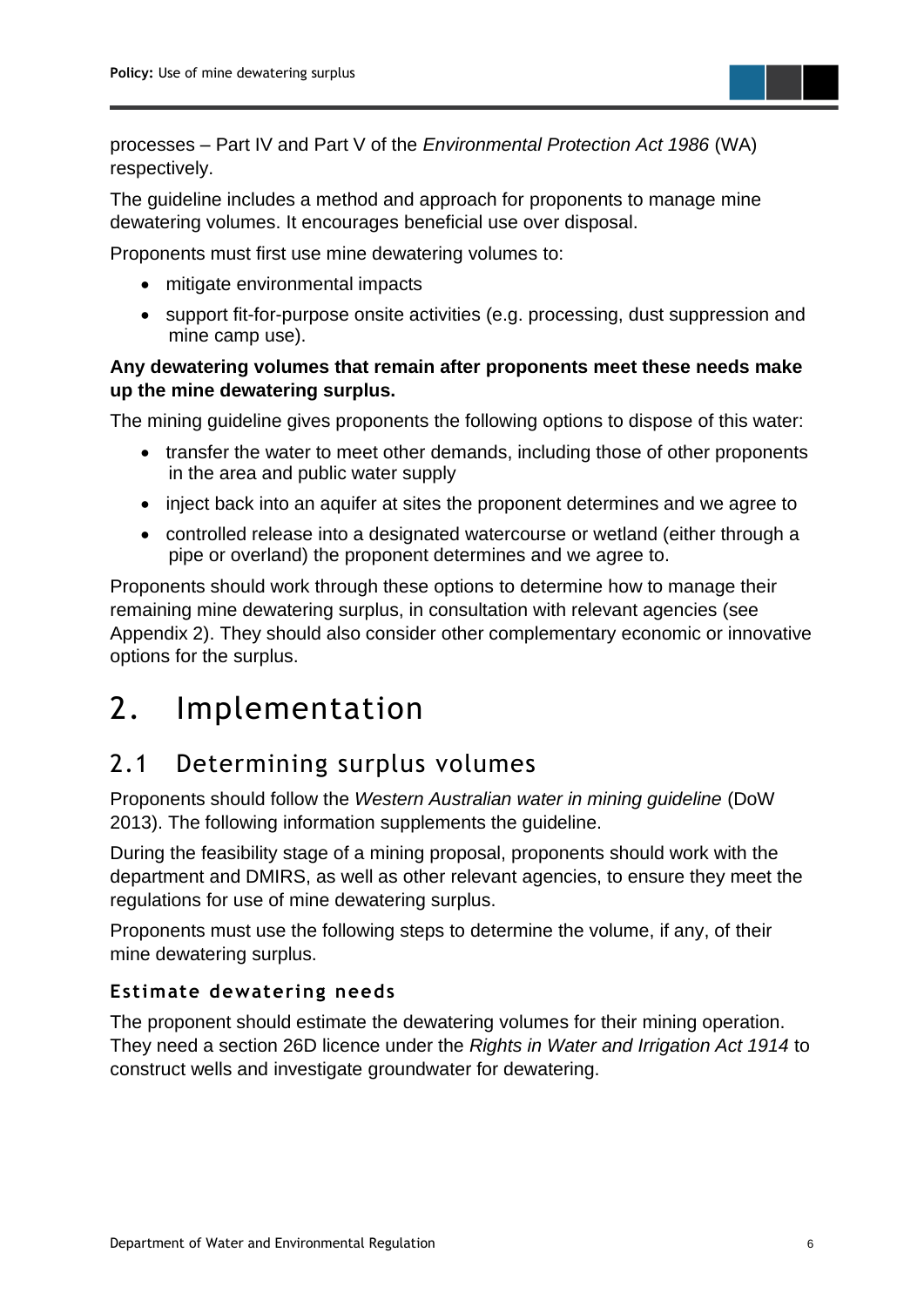processes – Part IV and Part V of the *Environmental Protection Act 1986* (WA) respectively.

The guideline includes a method and approach for proponents to manage mine dewatering volumes. It encourages beneficial use over disposal.

Proponents must first use mine dewatering volumes to:

- mitigate environmental impacts
- support fit-for-purpose onsite activities (e.g. processing, dust suppression and mine camp use).

**Any dewatering volumes that remain after proponents meet these needs make up the mine dewatering surplus.**

The mining guideline gives proponents the following options to dispose of this water:

- transfer the water to meet other demands, including those of other proponents in the area and public water supply
- inject back into an aquifer at sites the proponent determines and we agree to
- controlled release into a designated watercourse or wetland (either through a pipe or overland) the proponent determines and we agree to.

Proponents should work through these options to determine how to manage their remaining mine dewatering surplus, in consultation with relevant agencies (see Appendix 2). They should also consider other complementary economic or innovative options for the surplus.

# 2. Implementation

## 2.1 Determining surplus volumes

Proponents should follow the *Western Australian water in mining guideline* (DoW 2013). The following information supplements the guideline.

During the feasibility stage of a mining proposal, proponents should work with the department and DMIRS, as well as other relevant agencies, to ensure they meet the regulations for use of mine dewatering surplus.

Proponents must use the following steps to determine the volume, if any, of their mine dewatering surplus.

### Estimate dewatering needs

The proponent should estimate the dewatering volumes for their mining operation. They need a section 26D licence under the *Rights in Water and Irrigation Act 1914* to construct wells and investigate groundwater for dewatering.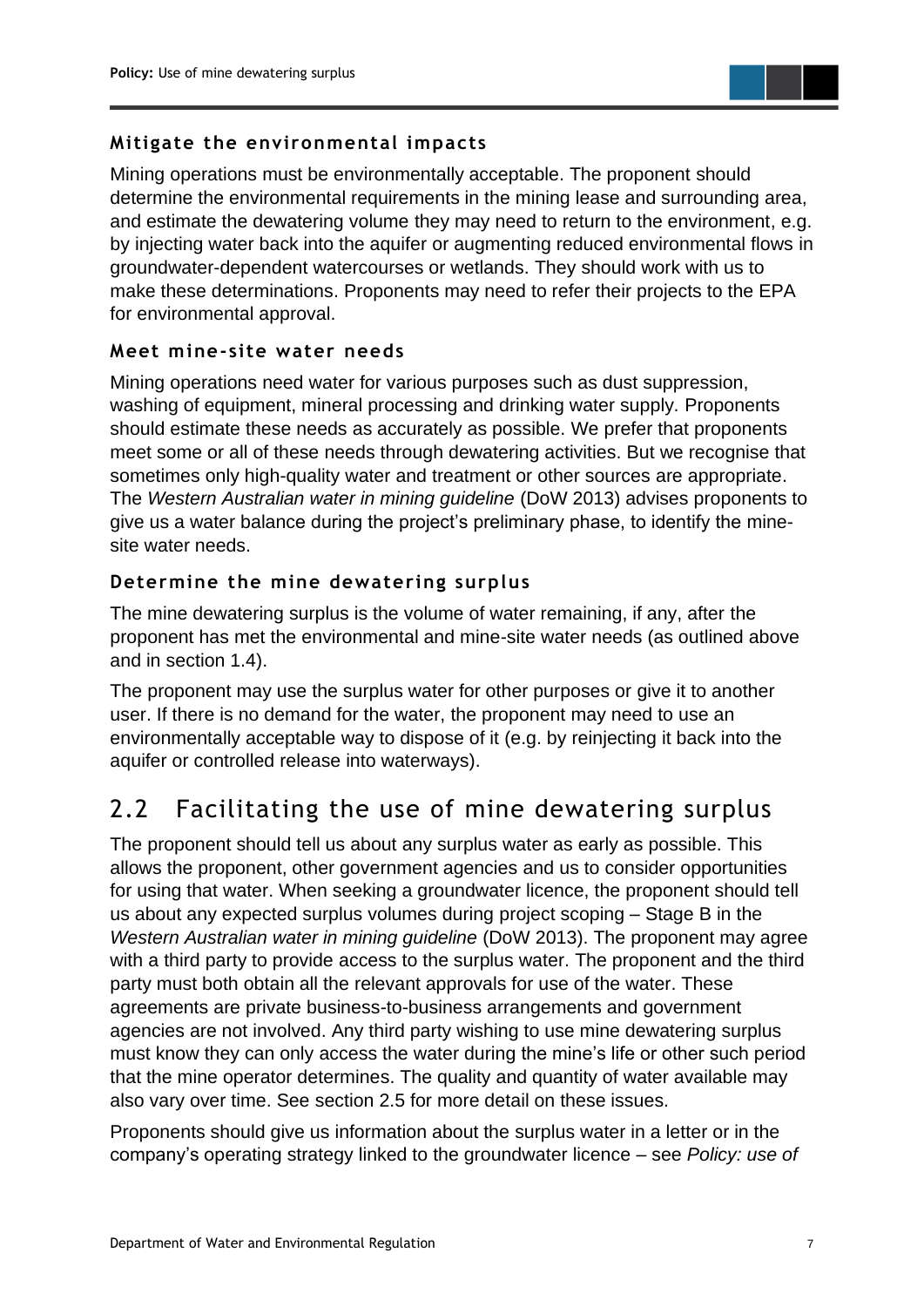### Mitigate the environmental impacts

Mining operations must be environmentally acceptable. The proponent should determine the environmental requirements in the mining lease and surrounding area, and estimate the dewatering volume they may need to return to the environment, e.g. by injecting water back into the aquifer or augmenting reduced environmental flows in groundwater-dependent watercourses or wetlands. They should work with us to make these determinations. Proponents may need to refer their projects to the EPA for environmental approval.

### Meet mine-site water needs

Mining operations need water for various purposes such as dust suppression, washing of equipment, mineral processing and drinking water supply. Proponents should estimate these needs as accurately as possible. We prefer that proponents meet some or all of these needs through dewatering activities. But we recognise that sometimes only high-quality water and treatment or other sources are appropriate. The *Western Australian water in mining guideline* (DoW 2013) advises proponents to give us a water balance during the project's preliminary phase, to identify the mine-site water needs.

### Determine the mine dewatering surplus

The mine dewatering surplus is the volume of water remaining, if any, after the proponent has met the environmental and mine-site water needs (as outlined above and in section 1.4).

The proponent may use the surplus water for other purposes or give it to another user. If there is no demand for the water, the proponent may need to use an environmentally acceptable way to dispose of it (e.g. by reinjecting it back into the aquifer or controlled release into waterways).

## 2.2 Facilitating the use of mine dewatering surplus

The proponent should tell us about any surplus water as early as possible. This allows the proponent, other government agencies and us to consider opportunities for using that water. When seeking a groundwater licence, the proponent should tell us about any expected surplus volumes during project scoping – Stage B in the *Western Australian water in mining guideline* (DoW 2013). The proponent may agree with a third party to provide access to the surplus water. The proponent and the third party must both obtain all the relevant approvals for use of the water. These agreements are private business-to-business arrangements and government agencies are not involved. Any third party wishing to use mine dewatering surplus must know they can only access the water during the mine's life or other such period that the mine operator determines. The quality and quantity of water available may also vary over time. See section 2.5 for more detail on these issues.

Proponents should give us information about the surplus water in a letter or in the company's operating strategy linked to the groundwater licence – see *Policy: use of*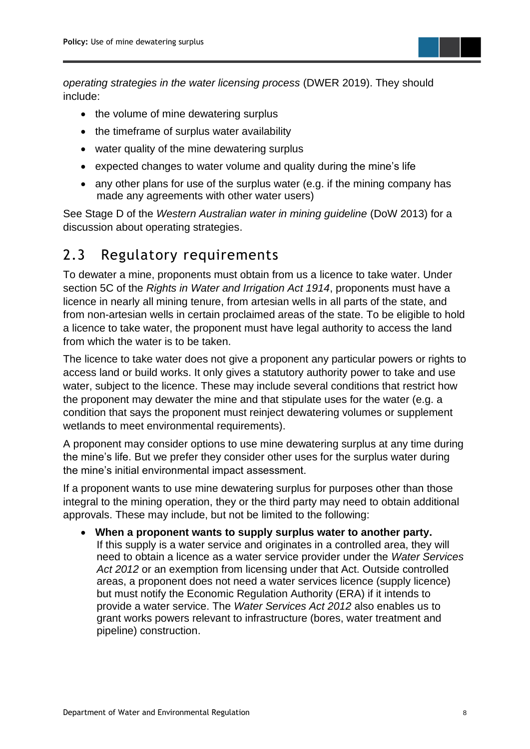*operating strategies in the water licensing process* (DWER 2019). They should include:

- the volume of mine dewatering surplus
- the timeframe of surplus water availability
- water quality of the mine dewatering surplus
- expected changes to water volume and quality during the mine's life
- any other plans for use of the surplus water (e.g. if the mining company has made any agreements with other water users)

See Stage D of the *Western Australian water in mining guideline* (DoW 2013) for a discussion about operating strategies.

## 2.3 Regulatory requirements

To dewater a mine, proponents must obtain from us a licence to take water. Under section 5C of the *Rights in Water and Irrigation Act 1914*, proponents must have a licence in nearly all mining tenure, from artesian wells in all parts of the state, and from non-artesian wells in certain proclaimed areas of the state. To be eligible to hold a licence to take water, the proponent must have legal authority to access the land from which the water is to be taken.

The licence to take water does not give a proponent any particular powers or rights to access land or build works. It only gives a statutory authority power to take and use water, subject to the licence. These may include several conditions that restrict how the proponent may dewater the mine and that stipulate uses for the water (e.g. a condition that says the proponent must reinject dewatering volumes or supplement wetlands to meet environmental requirements).

A proponent may consider options to use mine dewatering surplus at any time during the mine's life. But we prefer they consider other uses for the surplus water during the mine's initial environmental impact assessment.

If a proponent wants to use mine dewatering surplus for purposes other than those integral to the mining operation, they or the third party may need to obtain additional approvals. These may include, but not be limited to the following:

- **When a proponent wants to supply surplus water to another party.** If this supply is a water service and originates in a controlled area, they will need to obtain a licence as a water service provider under the *Water Services Act 2012* or an exemption from licensing under that Act. Outside controlled areas, a proponent does not need a water services licence (supply licence) but must notify the Economic Regulation Authority (ERA) if it intends to provide a water service. The *Water Services Act 2012* also enables us to grant works powers relevant to infrastructure (bores, water treatment and pipeline) construction.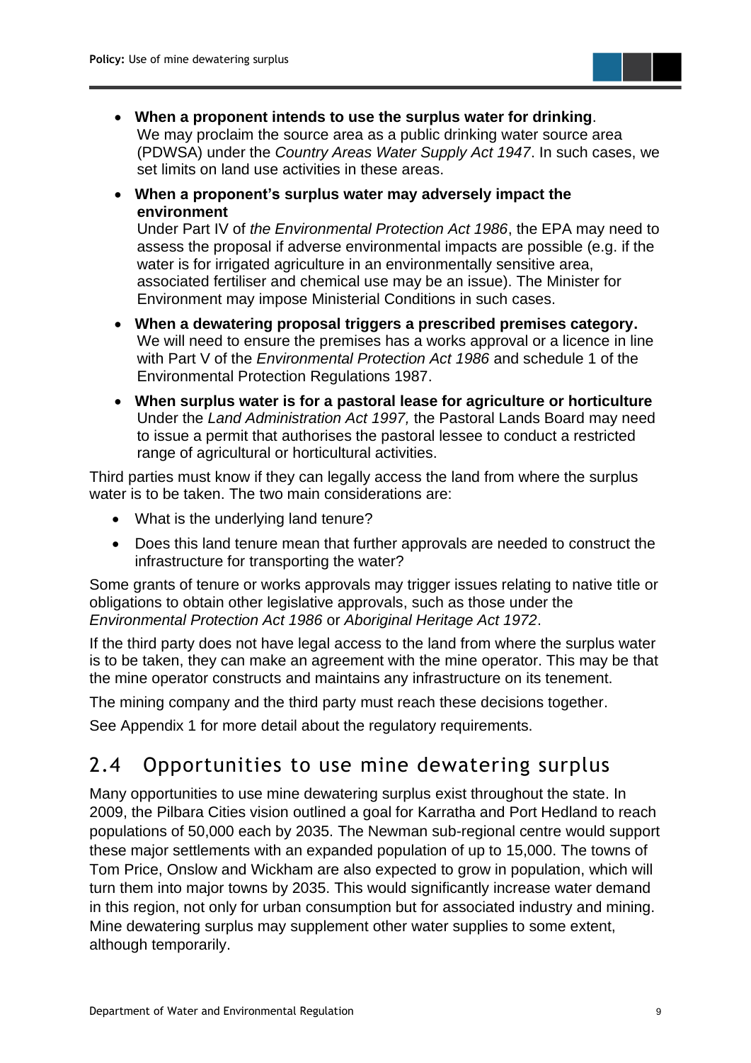- **When a proponent intends to use the surplus water for drinking**. We may proclaim the source area as a public drinking water source area (PDWSA) under the *Country Areas Water Supply Act 1947*. In such cases, we set limits on land use activities in these areas.
- **When a proponent's surplus water may adversely impact the environment** Under Part IV of *the Environmental Protection Act 1986*, the EPA may need to assess the proposal if adverse environmental impacts are possible (e.g. if the water is for irrigated agriculture in an environmentally sensitive area, associated fertiliser and chemical use may be an issue). The Minister for Environment may impose Ministerial Conditions in such cases.
- **When a dewatering proposal triggers a prescribed premises category.** We will need to ensure the premises has a works approval or a licence in line with Part V of the *Environmental Protection Act 1986* and schedule 1 of the Environmental Protection Regulations 1987.
- **When surplus water is for a pastoral lease for agriculture or horticulture** Under the *Land Administration Act 1997,* the Pastoral Lands Board may need to issue a permit that authorises the pastoral lessee to conduct a restricted range of agricultural or horticultural activities.

Third parties must know if they can legally access the land from where the surplus water is to be taken. The two main considerations are:

- What is the underlying land tenure?
- Does this land tenure mean that further approvals are needed to construct the infrastructure for transporting the water?

Some grants of tenure or works approvals may trigger issues relating to native title or obligations to obtain other legislative approvals, such as those under the *Environmental Protection Act 1986* or *Aboriginal Heritage Act 1972*.

If the third party does not have legal access to the land from where the surplus water is to be taken, they can make an agreement with the mine operator. This may be that the mine operator constructs and maintains any infrastructure on its tenement.

The mining company and the third party must reach these decisions together.

See Appendix 1 for more detail about the regulatory requirements.

## 2.4 Opportunities to use mine dewatering surplus

Many opportunities to use mine dewatering surplus exist throughout the state. In 2009, the Pilbara Cities vision outlined a goal for Karratha and Port Hedland to reach populations of 50,000 each by 2035. The Newman sub-regional centre would support these major settlements with an expanded population of up to 15,000. The towns of Tom Price, Onslow and Wickham are also expected to grow in population, which will turn them into major towns by 2035. This would significantly increase water demand in this region, not only for urban consumption but for associated industry and mining. Mine dewatering surplus may supplement other water supplies to some extent, although temporarily.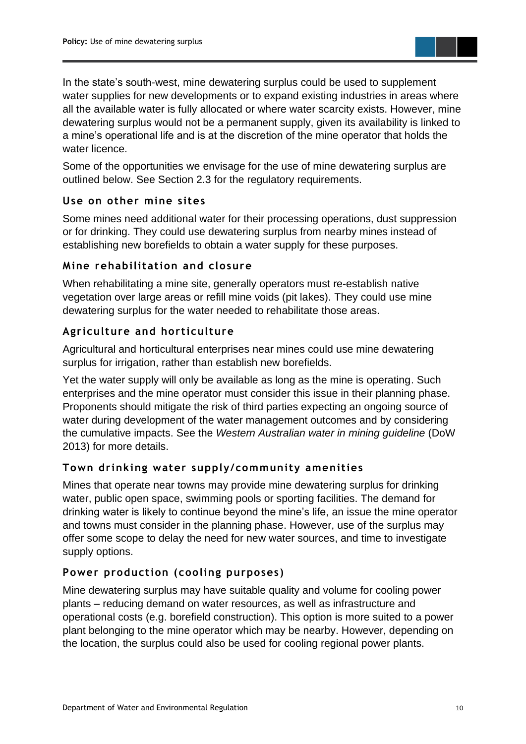In the state's south-west, mine dewatering surplus could be used to supplement water supplies for new developments or to expand existing industries in areas where all the available water is fully allocated or where water scarcity exists. However, mine dewatering surplus would not be a permanent supply, given its availability is linked to a mine's operational life and is at the discretion of the mine operator that holds the water licence.

Some of the opportunities we envisage for the use of mine dewatering surplus are outlined below. See Section 2.3 for the regulatory requirements.

### Use on other mine sites

Some mines need additional water for their processing operations, dust suppression or for drinking. They could use dewatering surplus from nearby mines instead of establishing new borefields to obtain a water supply for these purposes.

### Mine rehabilitation and closure

When rehabilitating a mine site, generally operators must re-establish native vegetation over large areas or refill mine voids (pit lakes). They could use mine dewatering surplus for the water needed to rehabilitate those areas.

### Agriculture and horticulture

Agricultural and horticultural enterprises near mines could use mine dewatering surplus for irrigation, rather than establish new borefields.

Yet the water supply will only be available as long as the mine is operating. Such enterprises and the mine operator must consider this issue in their planning phase. Proponents should mitigate the risk of third parties expecting an ongoing source of water during development of the water management outcomes and by considering the cumulative impacts. See the *Western Australian water in mining guideline* (DoW 2013) for more details.

### Town drinking water supply/community amenities

Mines that operate near towns may provide mine dewatering surplus for drinking water, public open space, swimming pools or sporting facilities. The demand for drinking water is likely to continue beyond the mine's life, an issue the mine operator and towns must consider in the planning phase. However, use of the surplus may offer some scope to delay the need for new water sources, and time to investigate supply options.

### Power production (cooling purposes)

Mine dewatering surplus may have suitable quality and volume for cooling power plants – reducing demand on water resources, as well as infrastructure and operational costs (e.g. borefield construction). This option is more suited to a power plant belonging to the mine operator which may be nearby. However, depending on the location, the surplus could also be used for cooling regional power plants.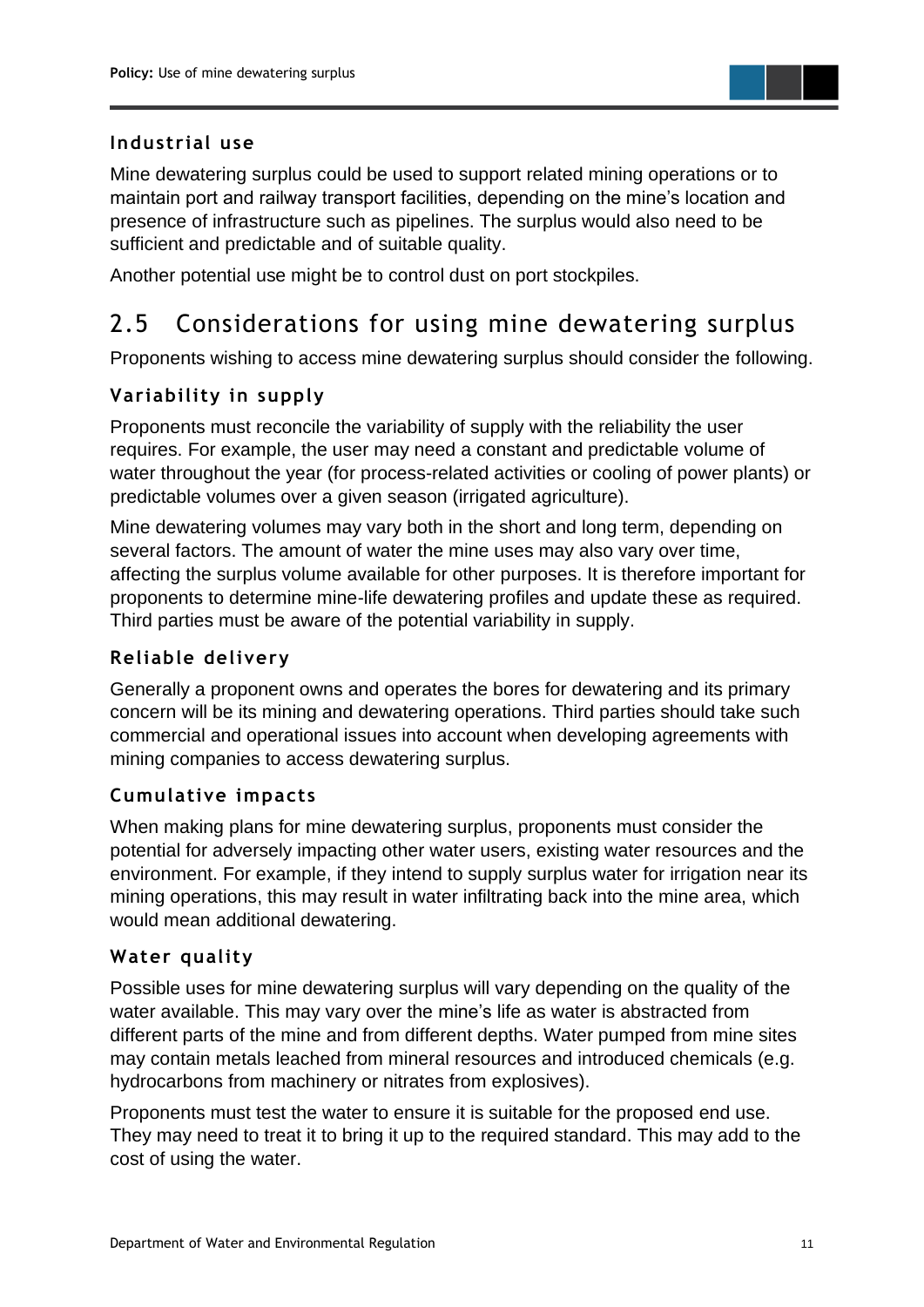### Industrial use

Mine dewatering surplus could be used to support related mining operations or to maintain port and railway transport facilities, depending on the mine's location and presence of infrastructure such as pipelines. The surplus would also need to be sufficient and predictable and of suitable quality.

Another potential use might be to control dust on port stockpiles.

## 2.5 Considerations for using mine dewatering surplus

Proponents wishing to access mine dewatering surplus should consider the following.

### Variability in supply

Proponents must reconcile the variability of supply with the reliability the user requires. For example, the user may need a constant and predictable volume of water throughout the year (for process-related activities or cooling of power plants) or predictable volumes over a given season (irrigated agriculture).

Mine dewatering volumes may vary both in the short and long term, depending on several factors. The amount of water the mine uses may also vary over time, affecting the surplus volume available for other purposes. It is therefore important for proponents to determine mine-life dewatering profiles and update these as required. Third parties must be aware of the potential variability in supply.

### Reliable delivery

Generally a proponent owns and operates the bores for dewatering and its primary concern will be its mining and dewatering operations. Third parties should take such commercial and operational issues into account when developing agreements with mining companies to access dewatering surplus.

### Cumulative impacts

When making plans for mine dewatering surplus, proponents must consider the potential for adversely impacting other water users, existing water resources and the environment. For example, if they intend to supply surplus water for irrigation near its mining operations, this may result in water infiltrating back into the mine area, which would mean additional dewatering.

### Water quality

Possible uses for mine dewatering surplus will vary depending on the quality of the water available. This may vary over the mine's life as water is abstracted from different parts of the mine and from different depths. Water pumped from mine sites may contain metals leached from mineral resources and introduced chemicals (e.g. hydrocarbons from machinery or nitrates from explosives).

Proponents must test the water to ensure it is suitable for the proposed end use. They may need to treat it to bring it up to the required standard. This may add to the cost of using the water.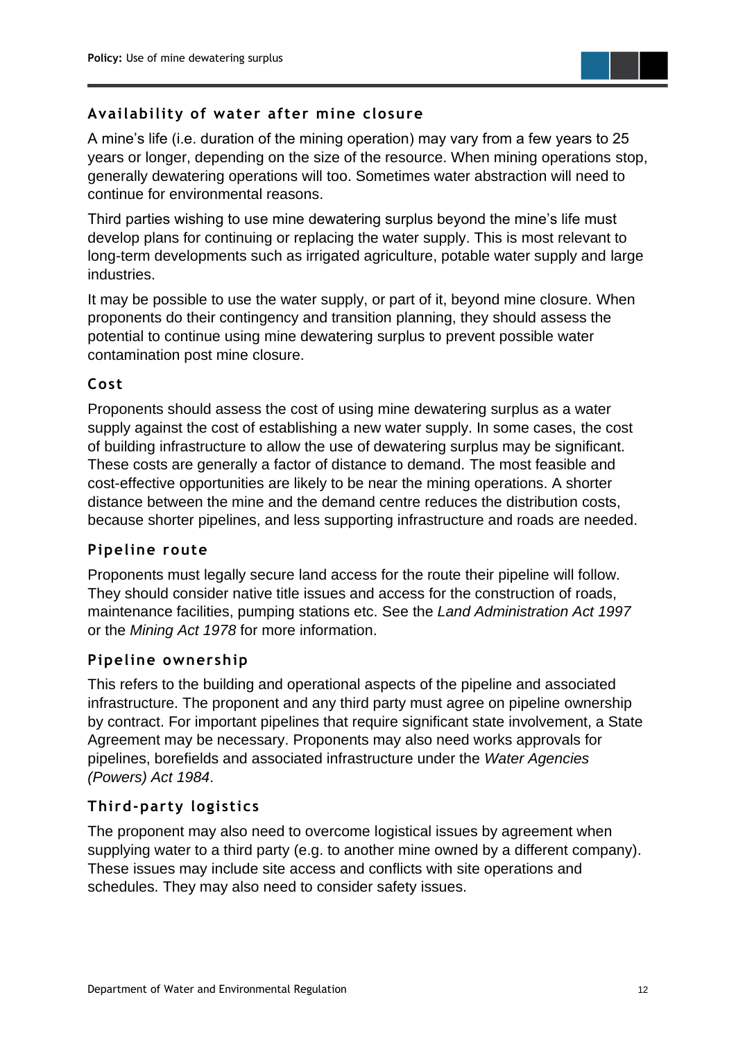### Availability of water after mine closure

A mine's life (i.e. duration of the mining operation) may vary from a few years to 25 years or longer, depending on the size of the resource. When mining operations stop, generally dewatering operations will too. Sometimes water abstraction will need to continue for environmental reasons.

Third parties wishing to use mine dewatering surplus beyond the mine's life must develop plans for continuing or replacing the water supply. This is most relevant to long-term developments such as irrigated agriculture, potable water supply and large industries.

It may be possible to use the water supply, or part of it, beyond mine closure. When proponents do their contingency and transition planning, they should assess the potential to continue using mine dewatering surplus to prevent possible water contamination post mine closure.

### Cost

Proponents should assess the cost of using mine dewatering surplus as a water supply against the cost of establishing a new water supply. In some cases, the cost of building infrastructure to allow the use of dewatering surplus may be significant. These costs are generally a factor of distance to demand. The most feasible and cost-effective opportunities are likely to be near the mining operations. A shorter distance between the mine and the demand centre reduces the distribution costs, because shorter pipelines, and less supporting infrastructure and roads are needed.

### Pipeline route

Proponents must legally secure land access for the route their pipeline will follow. They should consider native title issues and access for the construction of roads, maintenance facilities, pumping stations etc. See the *Land Administration Act 1997* or the *Mining Act 1978* for more information.

### Pipeline ownership

This refers to the building and operational aspects of the pipeline and associated infrastructure. The proponent and any third party must agree on pipeline ownership by contract. For important pipelines that require significant state involvement, a State Agreement may be necessary. Proponents may also need works approvals for pipelines, borefields and associated infrastructure under the *Water Agencies (Powers) Act 1984*.

### Third-party logistics

The proponent may also need to overcome logistical issues by agreement when supplying water to a third party (e.g. to another mine owned by a different company). These issues may include site access and conflicts with site operations and schedules. They may also need to consider safety issues.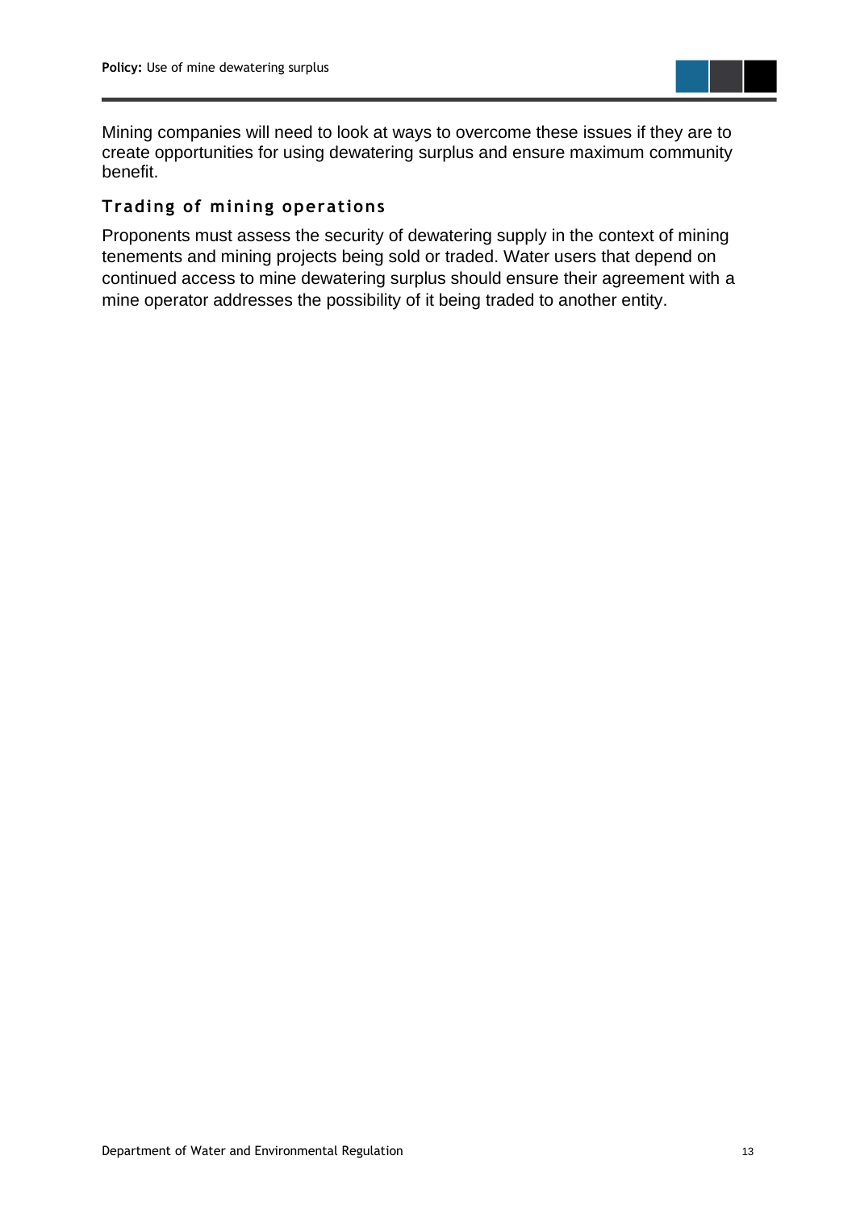Mining companies will need to look at ways to overcome these issues if they are to create opportunities for using dewatering surplus and ensure maximum community benefit.

## Trading of mining operations

Proponents must assess the security of dewatering supply in the context of mining tenements and mining projects being sold or traded. Water users that depend on continued access to mine dewatering surplus should ensure their agreement with a mine operator addresses the possibility of it being traded to another entity.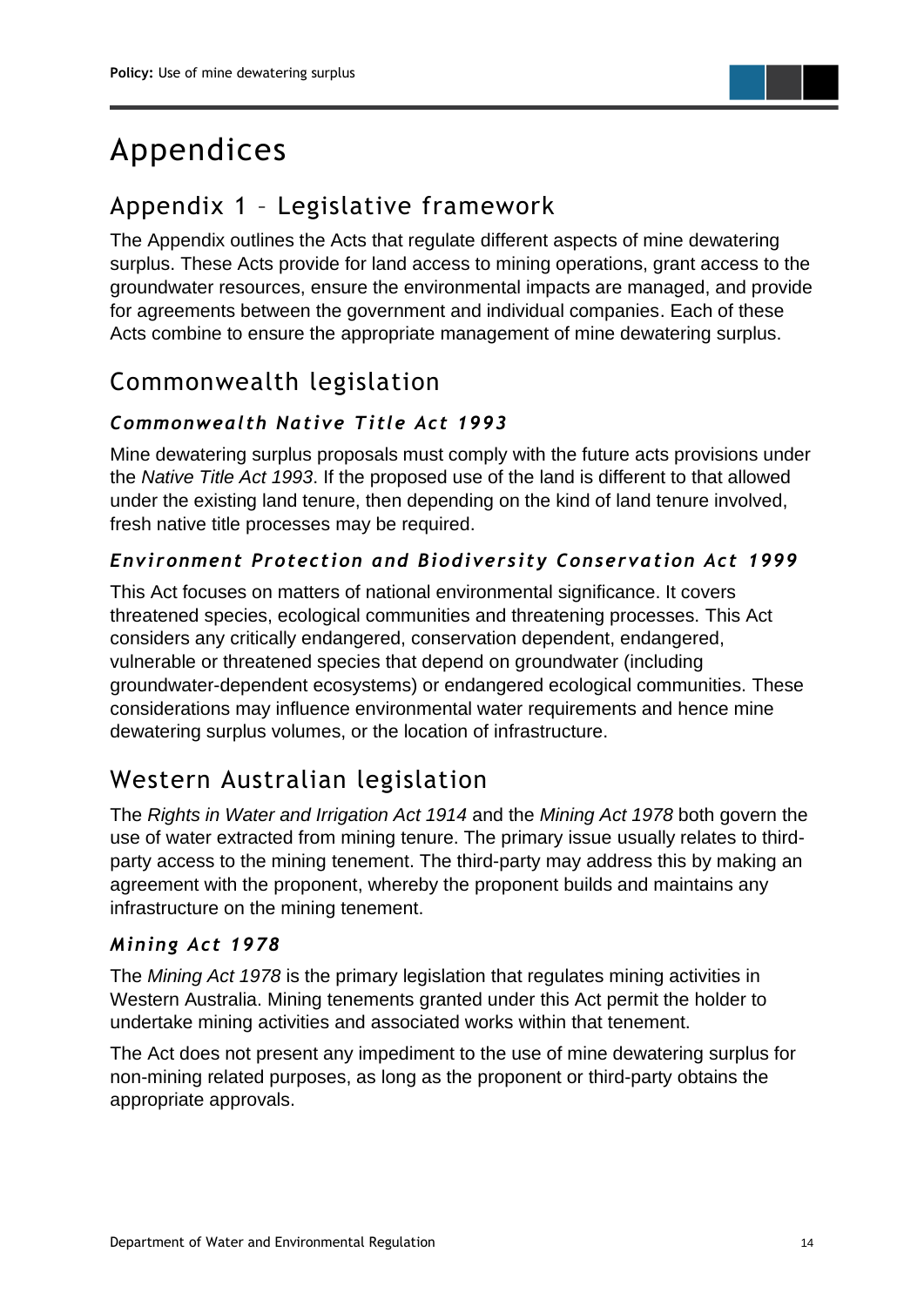# Appendices

## Appendix 1 – Legislative framework

The Appendix outlines the Acts that regulate different aspects of mine dewatering surplus. These Acts provide for land access to mining operations, grant access to the groundwater resources, ensure the environmental impacts are managed, and provide for agreements between the government and individual companies. Each of these Acts combine to ensure the appropriate management of mine dewatering surplus.

## Commonwealth legislation

### *Commonwealth Native Title Act 1993*

Mine dewatering surplus proposals must comply with the future acts provisions under the *Native Title Act 1993*. If the proposed use of the land is different to that allowed under the existing land tenure, then depending on the kind of land tenure involved, fresh native title processes may be required.

### *Environment Protection and Biodiversity Conservation Act 1999*

This Act focuses on matters of national environmental significance. It covers threatened species, ecological communities and threatening processes. This Act considers any critically endangered, conservation dependent, endangered, vulnerable or threatened species that depend on groundwater (including groundwater-dependent ecosystems) or endangered ecological communities. These considerations may influence environmental water requirements and hence mine dewatering surplus volumes, or the location of infrastructure.

## Western Australian legislation

The *Rights in Water and Irrigation Act 1914* and the *Mining Act 1978* both govern the use of water extracted from mining tenure. The primary issue usually relates to third-party access to the mining tenement. The third-party may address this by making an agreement with the proponent, whereby the proponent builds and maintains any infrastructure on the mining tenement.

### *Mining Act 1978*

The *Mining Act 1978* is the primary legislation that regulates mining activities in Western Australia. Mining tenements granted under this Act permit the holder to undertake mining activities and associated works within that tenement.

The Act does not present any impediment to the use of mine dewatering surplus for non-mining related purposes, as long as the proponent or third-party obtains the appropriate approvals.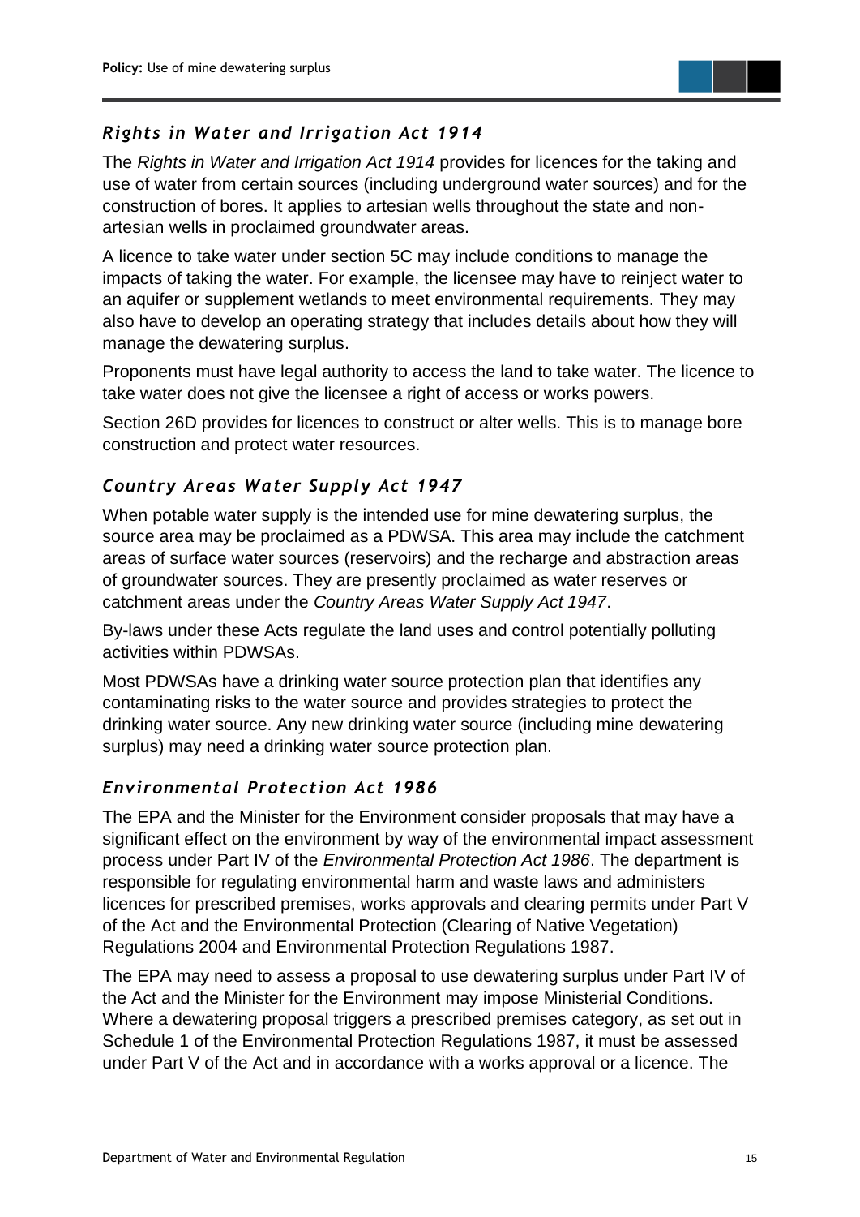### *Rights in Water and Irrigation Act 1914*

The *Rights in Water and Irrigation Act 1914* provides for licences for the taking and use of water from certain sources (including underground water sources) and for the construction of bores. It applies to artesian wells throughout the state and non-artesian wells in proclaimed groundwater areas.

A licence to take water under section 5C may include conditions to manage the impacts of taking the water. For example, the licensee may have to reinject water to an aquifer or supplement wetlands to meet environmental requirements. They may also have to develop an operating strategy that includes details about how they will manage the dewatering surplus.

Proponents must have legal authority to access the land to take water. The licence to take water does not give the licensee a right of access or works powers.

Section 26D provides for licences to construct or alter wells. This is to manage bore construction and protect water resources.

### *Country Areas Water Supply Act 1947*

When potable water supply is the intended use for mine dewatering surplus, the source area may be proclaimed as a PDWSA. This area may include the catchment areas of surface water sources (reservoirs) and the recharge and abstraction areas of groundwater sources. They are presently proclaimed as water reserves or catchment areas under the *Country Areas Water Supply Act 1947*.

By-laws under these Acts regulate the land uses and control potentially polluting activities within PDWSAs.

Most PDWSAs have a drinking water source protection plan that identifies any contaminating risks to the water source and provides strategies to protect the drinking water source. Any new drinking water source (including mine dewatering surplus) may need a drinking water source protection plan.

### *Environmental Protection Act 1986*

The EPA and the Minister for the Environment consider proposals that may have a significant effect on the environment by way of the environmental impact assessment process under Part IV of the *Environmental Protection Act 1986*. The department is responsible for regulating environmental harm and waste laws and administers licences for prescribed premises, works approvals and clearing permits under Part V of the Act and the Environmental Protection (Clearing of Native Vegetation) Regulations 2004 and Environmental Protection Regulations 1987.

The EPA may need to assess a proposal to use dewatering surplus under Part IV of the Act and the Minister for the Environment may impose Ministerial Conditions. Where a dewatering proposal triggers a prescribed premises category, as set out in Schedule 1 of the Environmental Protection Regulations 1987, it must be assessed under Part V of the Act and in accordance with a works approval or a licence. The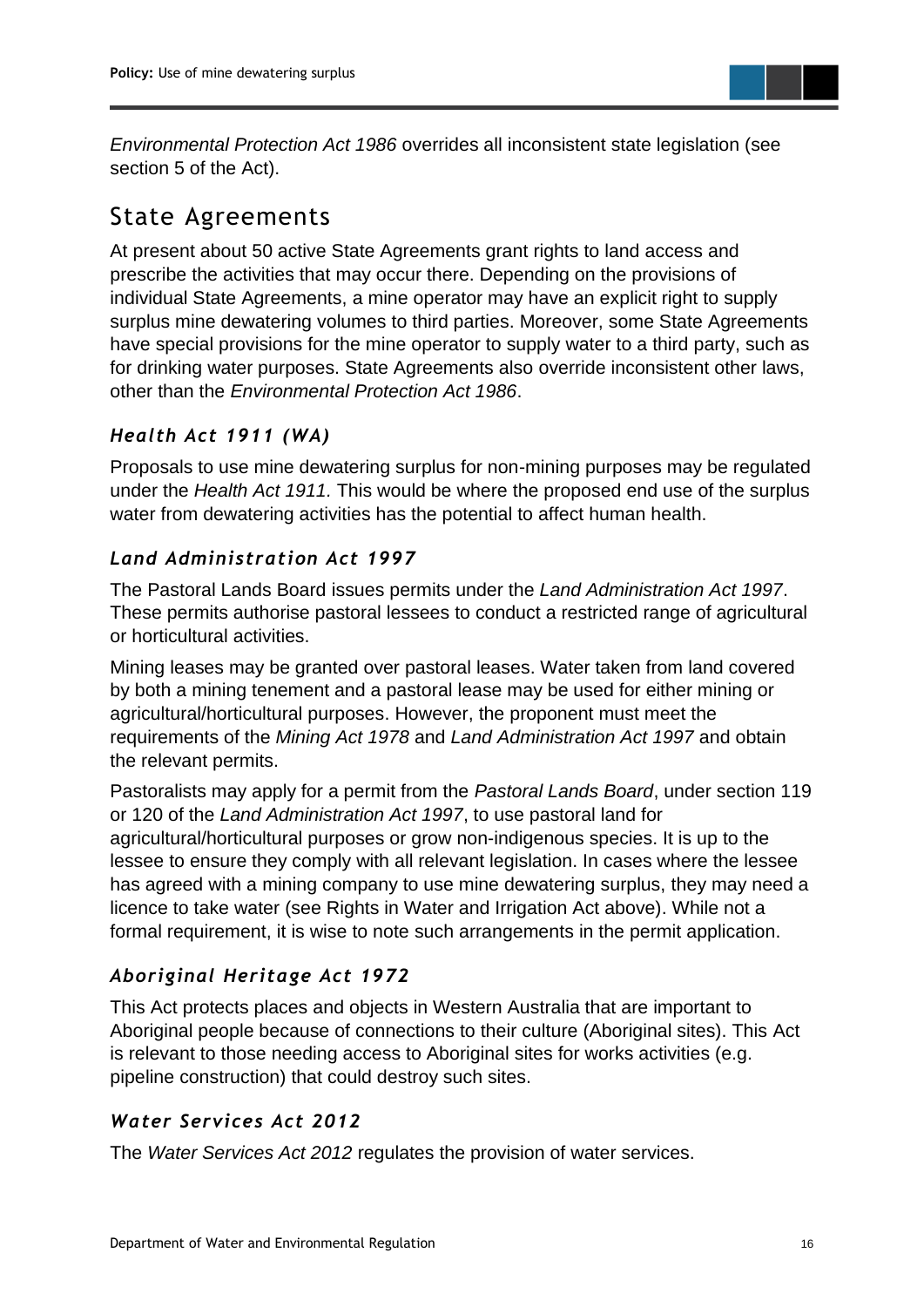*Environmental Protection Act 1986* overrides all inconsistent state legislation (see section 5 of the Act).

## State Agreements

At present about 50 active State Agreements grant rights to land access and prescribe the activities that may occur there. Depending on the provisions of individual State Agreements, a mine operator may have an explicit right to supply surplus mine dewatering volumes to third parties. Moreover, some State Agreements have special provisions for the mine operator to supply water to a third party, such as for drinking water purposes. State Agreements also override inconsistent other laws, other than the *Environmental Protection Act 1986*.

### *Health Act 1911 (WA)*

Proposals to use mine dewatering surplus for non-mining purposes may be regulated under the *Health Act 1911.* This would be where the proposed end use of the surplus water from dewatering activities has the potential to affect human health.

### *Land Administration Act 1997*

The Pastoral Lands Board issues permits under the *Land Administration Act 1997*. These permits authorise pastoral lessees to conduct a restricted range of agricultural or horticultural activities.

Mining leases may be granted over pastoral leases. Water taken from land covered by both a mining tenement and a pastoral lease may be used for either mining or agricultural/horticultural purposes. However, the proponent must meet the requirements of the *Mining Act 1978* and *Land Administration Act 1997* and obtain the relevant permits.

Pastoralists may apply for a permit from the *Pastoral Lands Board*, under section 119 or 120 of the *Land Administration Act 1997*, to use pastoral land for agricultural/horticultural purposes or grow non-indigenous species. It is up to the lessee to ensure they comply with all relevant legislation. In cases where the lessee has agreed with a mining company to use mine dewatering surplus, they may need a licence to take water (see Rights in Water and Irrigation Act above). While not a formal requirement, it is wise to note such arrangements in the permit application.

### *Aboriginal Heritage Act 1972*

This Act protects places and objects in Western Australia that are important to Aboriginal people because of connections to their culture (Aboriginal sites). This Act is relevant to those needing access to Aboriginal sites for works activities (e.g. pipeline construction) that could destroy such sites.

### *Water Services Act 2012*

The *Water Services Act 2012* regulates the provision of water services.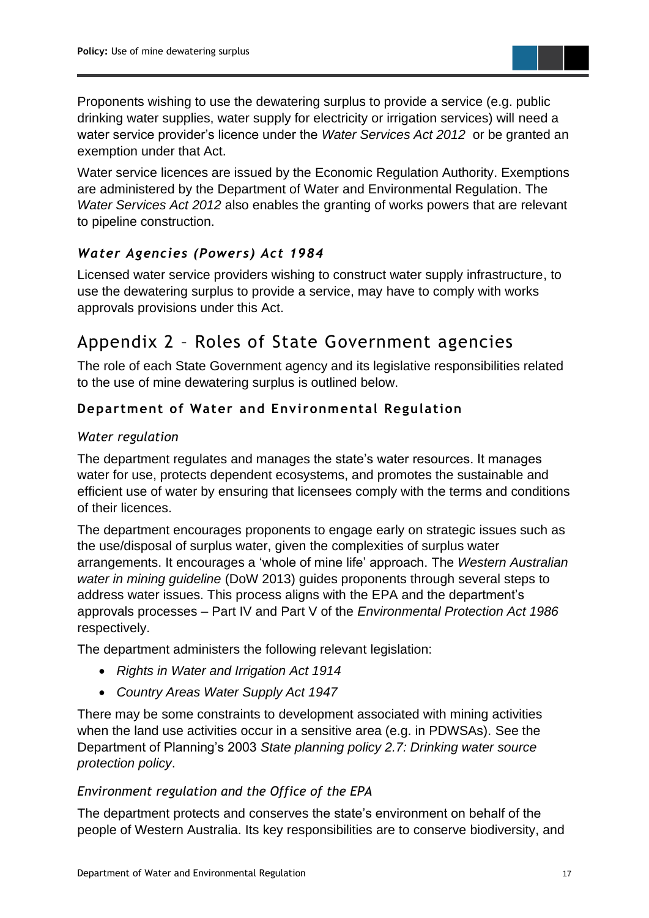Proponents wishing to use the dewatering surplus to provide a service (e.g. public drinking water supplies, water supply for electricity or irrigation services) will need a water service provider's licence under the *Water Services Act 2012* or be granted an exemption under that Act.

Water service licences are issued by the Economic Regulation Authority. Exemptions are administered by the Department of Water and Environmental Regulation. The *Water Services Act 2012* also enables the granting of works powers that are relevant to pipeline construction.

### *Water Agencies (Powers) Act 1984*

Licensed water service providers wishing to construct water supply infrastructure, to use the dewatering surplus to provide a service, may have to comply with works approvals provisions under this Act.

## Appendix 2 – Roles of State Government agencies

The role of each State Government agency and its legislative responsibilities related to the use of mine dewatering surplus is outlined below.

### Department of Water and Environmental Regulation

#### *Water regulation*

The department regulates and manages the state's water resources. It manages water for use, protects dependent ecosystems, and promotes the sustainable and efficient use of water by ensuring that licensees comply with the terms and conditions of their licences.

The department encourages proponents to engage early on strategic issues such as the use/disposal of surplus water, given the complexities of surplus water arrangements. It encourages a 'whole of mine life' approach. The *Western Australian water in mining guideline* (DoW 2013) guides proponents through several steps to address water issues. This process aligns with the EPA and the department's approvals processes – Part IV and Part V of the *Environmental Protection Act 1986* respectively.

The department administers the following relevant legislation:

- *Rights in Water and Irrigation Act 1914*
- *Country Areas Water Supply Act 1947*

There may be some constraints to development associated with mining activities when the land use activities occur in a sensitive area (e.g. in PDWSAs). See the Department of Planning's 2003 *State planning policy 2.7: Drinking water source protection policy*.

#### *Environment regulation and the Office of the EPA*

The department protects and conserves the state's environment on behalf of the people of Western Australia. Its key responsibilities are to conserve biodiversity, and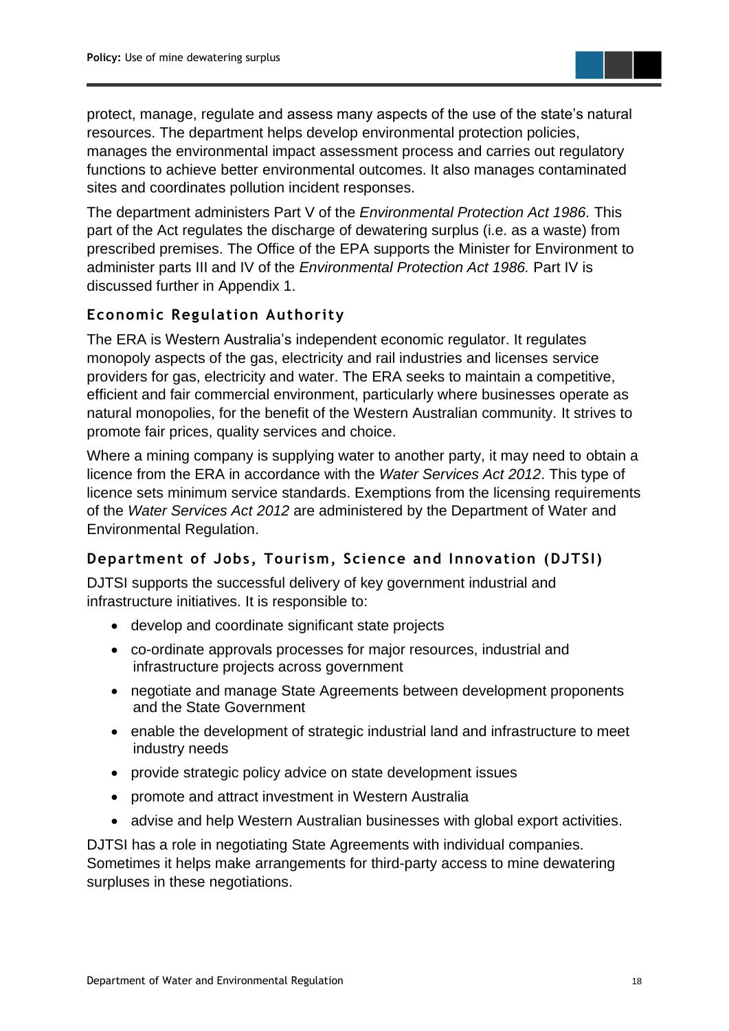protect, manage, regulate and assess many aspects of the use of the state's natural resources. The department helps develop environmental protection policies, manages the environmental impact assessment process and carries out regulatory functions to achieve better environmental outcomes. It also manages contaminated sites and coordinates pollution incident responses.

The department administers Part V of the *Environmental Protection Act 1986.* This part of the Act regulates the discharge of dewatering surplus (i.e. as a waste) from prescribed premises. The Office of the EPA supports the Minister for Environment to administer parts III and IV of the *Environmental Protection Act 1986.* Part IV is discussed further in Appendix 1.

### Economic Regulation Authority

The ERA is Western Australia's independent economic regulator. It regulates monopoly aspects of the gas, electricity and rail industries and licenses service providers for gas, electricity and water. The ERA seeks to maintain a competitive, efficient and fair commercial environment, particularly where businesses operate as natural monopolies, for the benefit of the Western Australian community. It strives to promote fair prices, quality services and choice.

Where a mining company is supplying water to another party, it may need to obtain a licence from the ERA in accordance with the *Water Services Act 2012*. This type of licence sets minimum service standards. Exemptions from the licensing requirements of the *Water Services Act 2012* are administered by the Department of Water and Environmental Regulation.

### Department of Jobs, Tourism, Science and Innovation (DJTSI)

DJTSI supports the successful delivery of key government industrial and infrastructure initiatives. It is responsible to:

- develop and coordinate significant state projects
- co-ordinate approvals processes for major resources, industrial and infrastructure projects across government
- negotiate and manage State Agreements between development proponents and the State Government
- enable the development of strategic industrial land and infrastructure to meet industry needs
- provide strategic policy advice on state development issues
- promote and attract investment in Western Australia
- advise and help Western Australian businesses with global export activities.

DJTSI has a role in negotiating State Agreements with individual companies. Sometimes it helps make arrangements for third-party access to mine dewatering surpluses in these negotiations.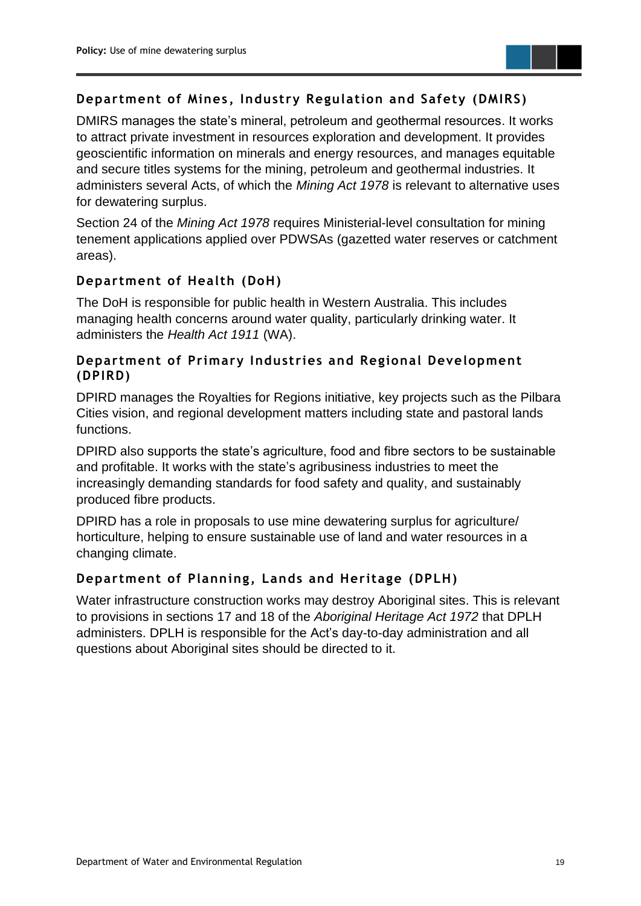### Department of Mines, Industry Regulation and Safety (DMIRS)

DMIRS manages the state's mineral, petroleum and geothermal resources. It works to attract private investment in resources exploration and development. It provides geoscientific information on minerals and energy resources, and manages equitable and secure titles systems for the mining, petroleum and geothermal industries. It administers several Acts, of which the *Mining Act 1978* is relevant to alternative uses for dewatering surplus.

Section 24 of the *Mining Act 1978* requires Ministerial-level consultation for mining tenement applications applied over PDWSAs (gazetted water reserves or catchment areas).

### Department of Health (DoH)

The DoH is responsible for public health in Western Australia. This includes managing health concerns around water quality, particularly drinking water. It administers the *Health Act 1911* (WA).

### Department of Primary Industries and Regional Development (DPIRD)

DPIRD manages the Royalties for Regions initiative, key projects such as the Pilbara Cities vision, and regional development matters including state and pastoral lands functions.

DPIRD also supports the state's agriculture, food and fibre sectors to be sustainable and profitable. It works with the state's agribusiness industries to meet the increasingly demanding standards for food safety and quality, and sustainably produced fibre products.

DPIRD has a role in proposals to use mine dewatering surplus for agriculture/ horticulture, helping to ensure sustainable use of land and water resources in a changing climate.

### Department of Planning, Lands and Heritage (DPLH)

Water infrastructure construction works may destroy Aboriginal sites. This is relevant to provisions in sections 17 and 18 of the *Aboriginal Heritage Act 1972* that DPLH administers. DPLH is responsible for the Act's day-to-day administration and all questions about Aboriginal sites should be directed to it.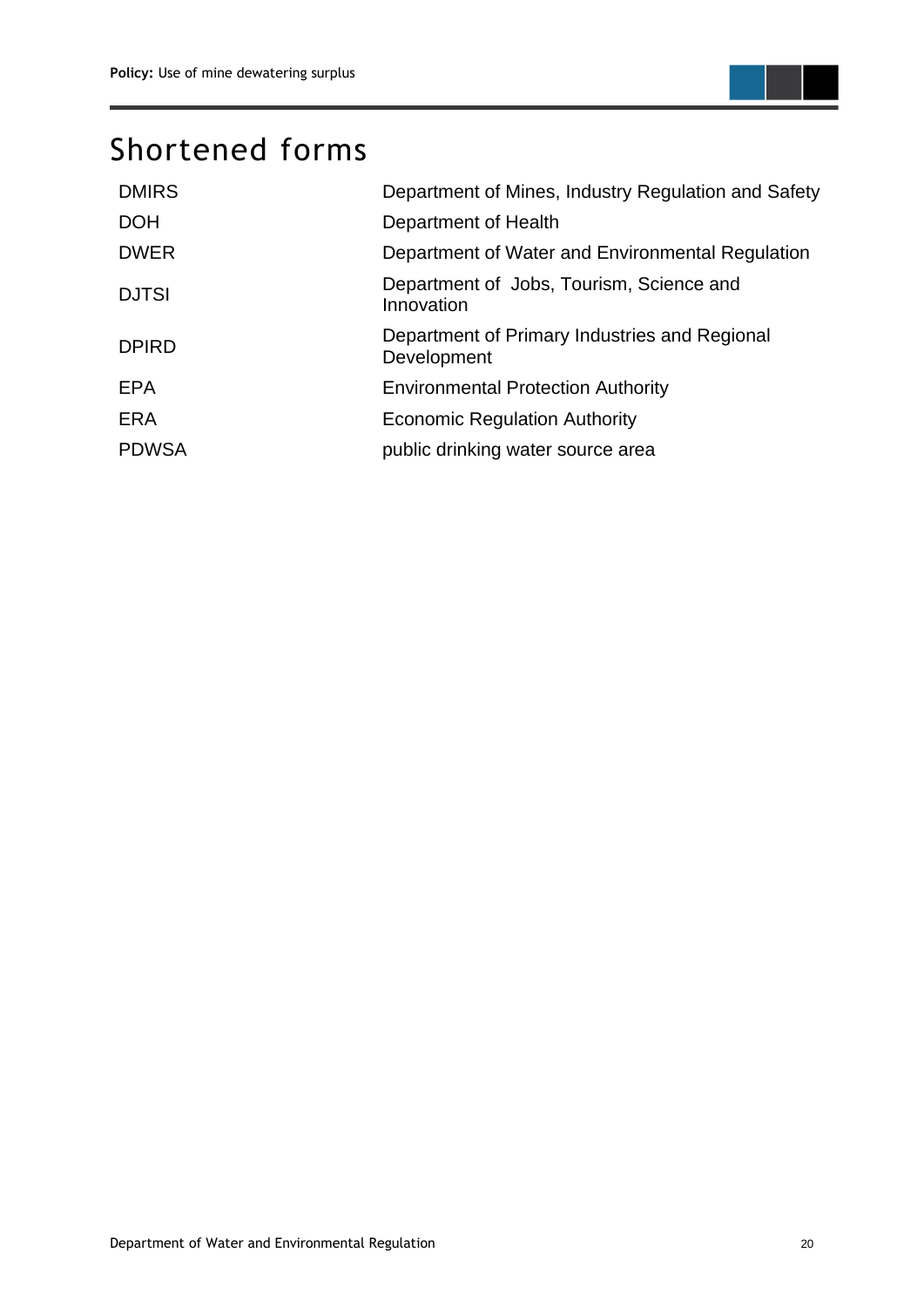# Shortened forms

| | |
|---|---|
| DMIRS | Department of Mines, Industry Regulation and Safety |
| DOH | Department of Health |
| DWER | Department of Water and Environmental Regulation |
| DJTSI | Department of Jobs, Tourism, Science and Innovation |
| DPIRD | Department of Primary Industries and Regional Development |
| EPA | Environmental Protection Authority |
| ERA | Economic Regulation Authority |
| PDWSA | public drinking water source area |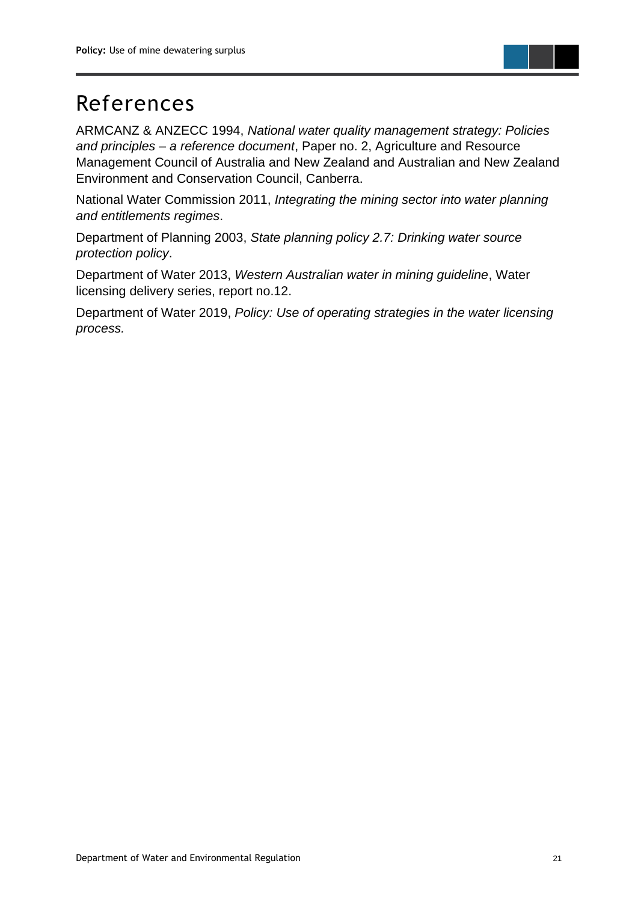# References

ARMCANZ & ANZECC 1994, *National water quality management strategy: Policies and principles – a reference document*, Paper no. 2, Agriculture and Resource Management Council of Australia and New Zealand and Australian and New Zealand Environment and Conservation Council, Canberra.

National Water Commission 2011, *Integrating the mining sector into water planning and entitlements regimes*.

Department of Planning 2003, *State planning policy 2.7: Drinking water source protection policy*.

Department of Water 2013, *Western Australian water in mining guideline*, Water licensing delivery series, report no.12.

Department of Water 2019, *Policy: Use of operating strategies in the water licensing process.*